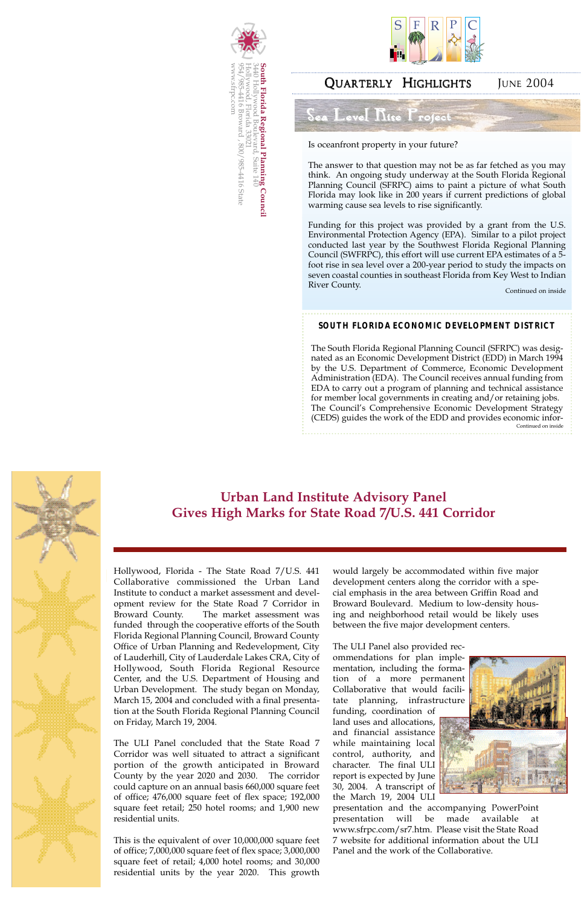South Florida Regional Planning Council
3440 Hollywood Boulevard, Suite 140
Hollywood, Florida 33021
954/985-4416 Broward, 800/985-4416 State
www.sfrpc.com

SFRPC

# Quarterly Highlights June 2004

## Sea Level Rise Project

Is oceanfront property in your future?

The answer to that question may not be as far fetched as you may think. An ongoing study underway at the South Florida Regional Planning Council (SFRPC) aims to paint a picture of what South Florida may look like in 200 years if current predictions of global warming cause sea levels to rise significantly.

Funding for this project was provided by a grant from the U.S. Environmental Protection Agency (EPA). Similar to a pilot project conducted last year by the Southwest Florida Regional Planning Council (SWFRPC), this effort will use current EPA estimates of a 5-foot rise in sea level over a 200-year period to study the impacts on seven coastal counties in southeast Florida from Key West to Indian River County.

Continued on inside

## South Florida Economic Development District

The South Florida Regional Planning Council (SFRPC) was designated as an Economic Development District (EDD) in March 1994 by the U.S. Department of Commerce, Economic Development Administration (EDA). The Council receives annual funding from EDA to carry out a program of planning and technical assistance for member local governments in creating and/or retaining jobs. The Council's Comprehensive Economic Development Strategy (CEDS) guides the work of the EDD and provides economic infor-

Continued on inside

## Urban Land Institute Advisory Panel Gives High Marks for State Road 7/U.S. 441 Corridor

Hollywood, Florida - The State Road 7/U.S. 441 Collaborative commissioned the Urban Land Institute to conduct a market assessment and development review for the State Road 7 Corridor in Broward County. The market assessment was funded through the cooperative efforts of the South Florida Regional Planning Council, Broward County Office of Urban Planning and Redevelopment, City of Lauderhill, City of Lauderdale Lakes CRA, City of Hollywood, South Florida Regional Resource Center, and the U.S. Department of Housing and Urban Development. The study began on Monday, March 15, 2004 and concluded with a final presentation at the South Florida Regional Planning Council on Friday, March 19, 2004.

The ULI Panel concluded that the State Road 7 Corridor was well situated to attract a significant portion of the growth anticipated in Broward County by the year 2020 and 2030. The corridor could capture on an annual basis 660,000 square feet of office; 476,000 square feet of flex space; 192,000 square feet retail; 250 hotel rooms; and 1,900 new residential units.

This is the equivalent of over 10,000,000 square feet of office; 7,000,000 square feet of flex space; 3,000,000 square feet of retail; 4,000 hotel rooms; and 30,000 residential units by the year 2020. This growth would largely be accommodated within five major development centers along the corridor with a special emphasis in the area between Griffin Road and Broward Boulevard. Medium to low-density housing and neighborhood retail would be likely uses between the five major development centers.

The ULI Panel also provided recommendations for plan implementation, including the formation of a more permanent Collaborative that would facilitate planning, infrastructure funding, coordination of land uses and allocations, and financial assistance while maintaining local control, authority, and character. The final ULI report is expected by June 30, 2004. A transcript of the March 19, 2004 ULI presentation and the accompanying PowerPoint presentation will be made available at www.sfrpc.com/sr7.htm. Please visit the State Road 7 website for additional information about the ULI Panel and the work of the Collaborative.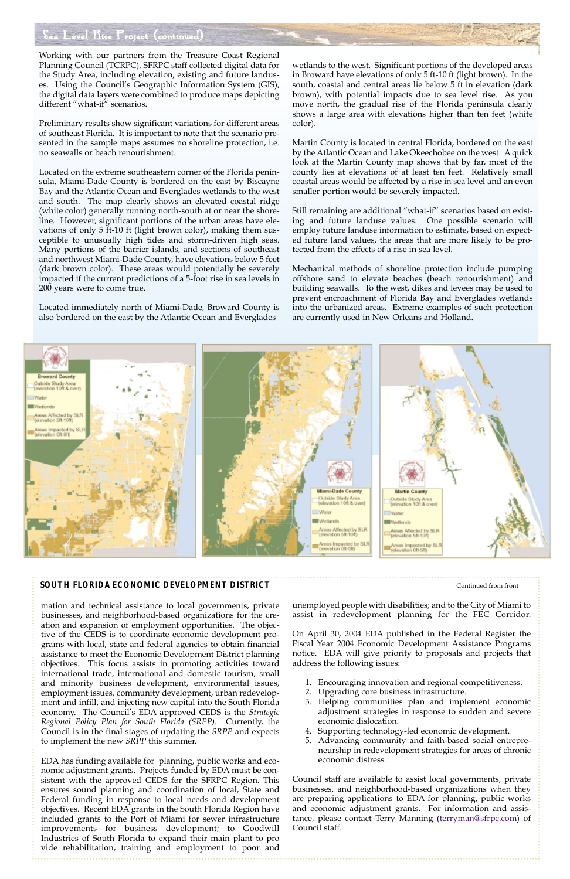## Sea Level Rise Project (continued)

Working with our partners from the Treasure Coast Regional Planning Council (TCRPC), SFRPC staff collected digital data for the Study Area, including elevation, existing and future landuses. Using the Council's Geographic Information System (GIS), the digital data layers were combined to produce maps depicting different "what-if" scenarios.

Preliminary results show significant variations for different areas of southeast Florida. It is important to note that the scenario presented in the sample maps assumes no shoreline protection, i.e. no seawalls or beach renourishment.

Located on the extreme southeastern corner of the Florida peninsula, Miami-Dade County is bordered on the east by Biscayne Bay and the Atlantic Ocean and Everglades wetlands to the west and south. The map clearly shows an elevated coastal ridge (white color) generally running north-south at or near the shoreline. However, significant portions of the urban areas have elevations of only 5 ft-10 ft (light brown color), making them susceptible to unusually high tides and storm-driven high seas. Many portions of the barrier islands, and sections of southeast and northwest Miami-Dade County, have elevations below 5 feet (dark brown color). These areas would potentially be severely impacted if the current predictions of a 5-foot rise in sea levels in 200 years were to come true.

Located immediately north of Miami-Dade, Broward County is also bordered on the east by the Atlantic Ocean and Everglades wetlands to the west. Significant portions of the developed areas in Broward have elevations of only 5 ft-10 ft (light brown). In the south, coastal and central areas lie below 5 ft in elevation (dark brown), with potential impacts due to sea level rise. As you move north, the gradual rise of the Florida peninsula clearly shows a large area with elevations higher than ten feet (white color).

Martin County is located in central Florida, bordered on the east by the Atlantic Ocean and Lake Okeechobee on the west. A quick look at the Martin County map shows that by far, most of the county lies at elevations of at least ten feet. Relatively small coastal areas would be affected by a rise in sea level and an even smaller portion would be severely impacted.

Still remaining are additional "what-if" scenarios based on existing and future landuse values. One possible scenario will employ future landuse information to estimate, based on expected future land values, the areas that are more likely to be protected from the effects of a rise in sea level.

Mechanical methods of shoreline protection include pumping offshore sand to elevate beaches (beach renourishment) and building seawalls. To the west, dikes and levees may be used to prevent encroachment of Florida Bay and Everglades wetlands into the urbanized areas. Extreme examples of such protection are currently used in New Orleans and Holland.

Broward County
Outside Study Area (elevation 10ft & over)
Water
Wetlands
Areas Affected by SLR (elevation 5ft-10ft)
Areas Impacted by SLR (elevation 0ft-5ft)

Miami-Dade County
Outside Study Area (elevation 10ft & over)
Water
Wetlands
Areas Affected by SLR (elevation 5ft-10ft)
Areas Impacted by SLR (elevation 0ft-5ft)

Martin County
Outside Study Area (elevation 10ft & over)
Water
Wetlands
Areas Affected by SLR (elevation 5ft-10ft)
Areas Impacted by SLR (elevation 0ft-5ft)

## SOUTH FLORIDA ECONOMIC DEVELOPMENT DISTRICT

Continued from front

mation and technical assistance to local governments, private businesses, and neighborhood-based organizations for the creation and expansion of employment opportunities. The objective of the CEDS is to coordinate economic development programs with local, state and federal agencies to obtain financial assistance to meet the Economic Development District planning objectives. This focus assists in promoting activities toward international trade, international and domestic tourism, small and minority business development, environmental issues, employment issues, community development, urban redevelopment and infill, and injecting new capital into the South Florida economy. The Council's EDA approved CEDS is the *Strategic Regional Policy Plan for South Florida (SRPP)*. Currently, the Council is in the final stages of updating the *SRPP* and expects to implement the new *SRPP* this summer.

EDA has funding available for planning, public works and economic adjustment grants. Projects funded by EDA must be consistent with the approved CEDS for the SFRPC Region. This ensures sound planning and coordination of local, State and Federal funding in response to local needs and development objectives. Recent EDA grants in the South Florida Region have included grants to the Port of Miami for sewer infrastructure improvements for business development; to Goodwill Industries of South Florida to expand their main plant to provide rehabilitation, training and employment to poor and unemployed people with disabilities; and to the City of Miami to assist in redevelopment planning for the FEC Corridor.

On April 30, 2004 EDA published in the Federal Register the Fiscal Year 2004 Economic Development Assistance Programs notice. EDA will give priority to proposals and projects that address the following issues:

1. Encouraging innovation and regional competitiveness.
2. Upgrading core business infrastructure.
3. Helping communities plan and implement economic adjustment strategies in response to sudden and severe economic dislocation.
4. Supporting technology-led economic development.
5. Advancing community and faith-based social entrepreneurship in redevelopment strategies for areas of chronic economic distress.

Council staff are available to assist local governments, private businesses, and neighborhood-based organizations when they are preparing applications to EDA for planning, public works and economic adjustment grants. For information and assistance, please contact Terry Manning (terryman@sfrpc.com) of Council staff.